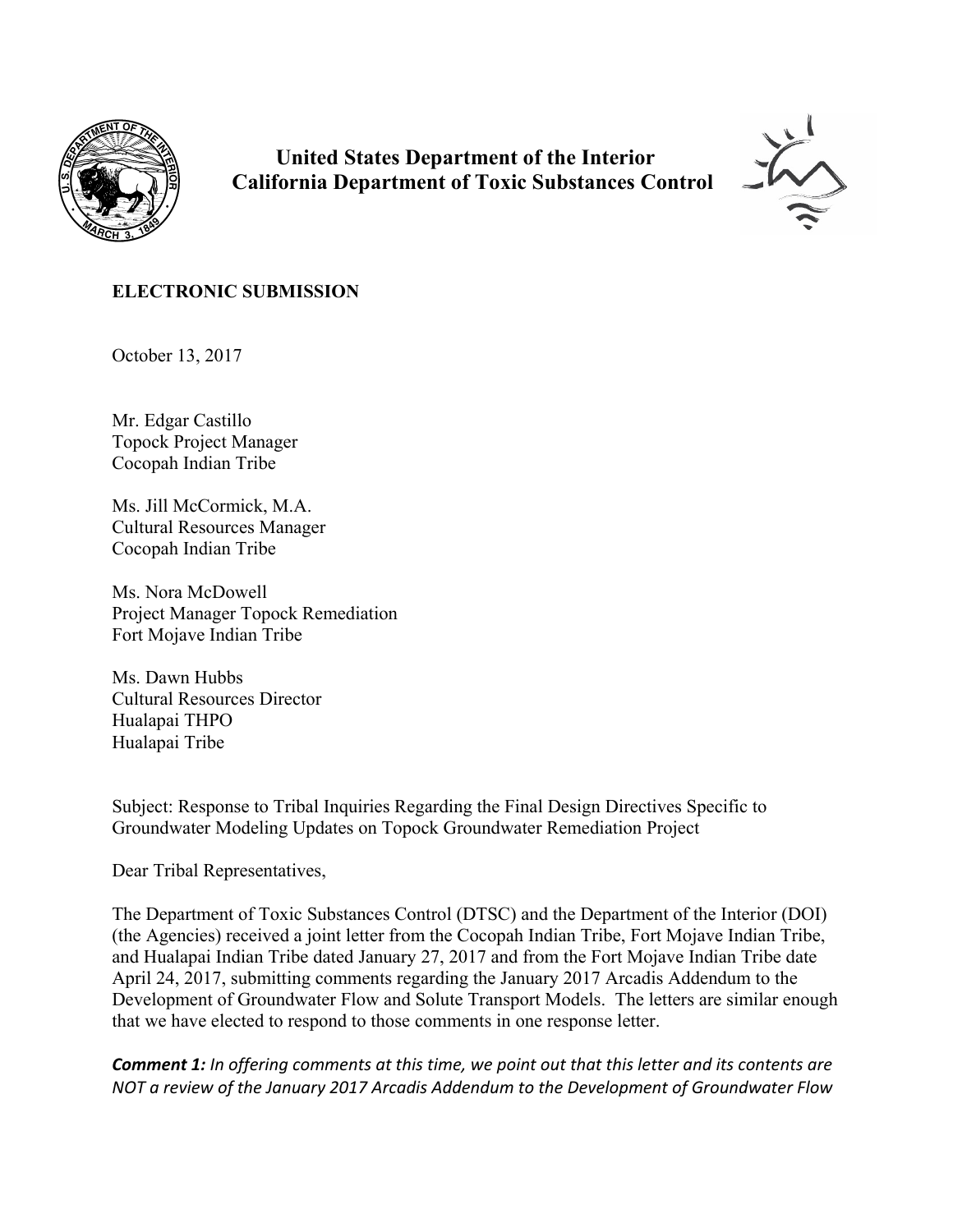**United States Department of the Interior**
**California Department of Toxic Substances Control**

**ELECTRONIC SUBMISSION**

October 13, 2017

Mr. Edgar Castillo
Topock Project Manager
Cocopah Indian Tribe

Ms. Jill McCormick, M.A.
Cultural Resources Manager
Cocopah Indian Tribe

Ms. Nora McDowell
Project Manager Topock Remediation
Fort Mojave Indian Tribe

Ms. Dawn Hubbs
Cultural Resources Director
Hualapai THPO
Hualapai Tribe

Subject: Response to Tribal Inquiries Regarding the Final Design Directives Specific to Groundwater Modeling Updates on Topock Groundwater Remediation Project

Dear Tribal Representatives,

The Department of Toxic Substances Control (DTSC) and the Department of the Interior (DOI) (the Agencies) received a joint letter from the Cocopah Indian Tribe, Fort Mojave Indian Tribe, and Hualapai Indian Tribe dated January 27, 2017 and from the Fort Mojave Indian Tribe date April 24, 2017, submitting comments regarding the January 2017 Arcadis Addendum to the Development of Groundwater Flow and Solute Transport Models. The letters are similar enough that we have elected to respond to those comments in one response letter.

***Comment 1:*** *In offering comments at this time, we point out that this letter and its contents are NOT a review of the January 2017 Arcadis Addendum to the Development of Groundwater Flow*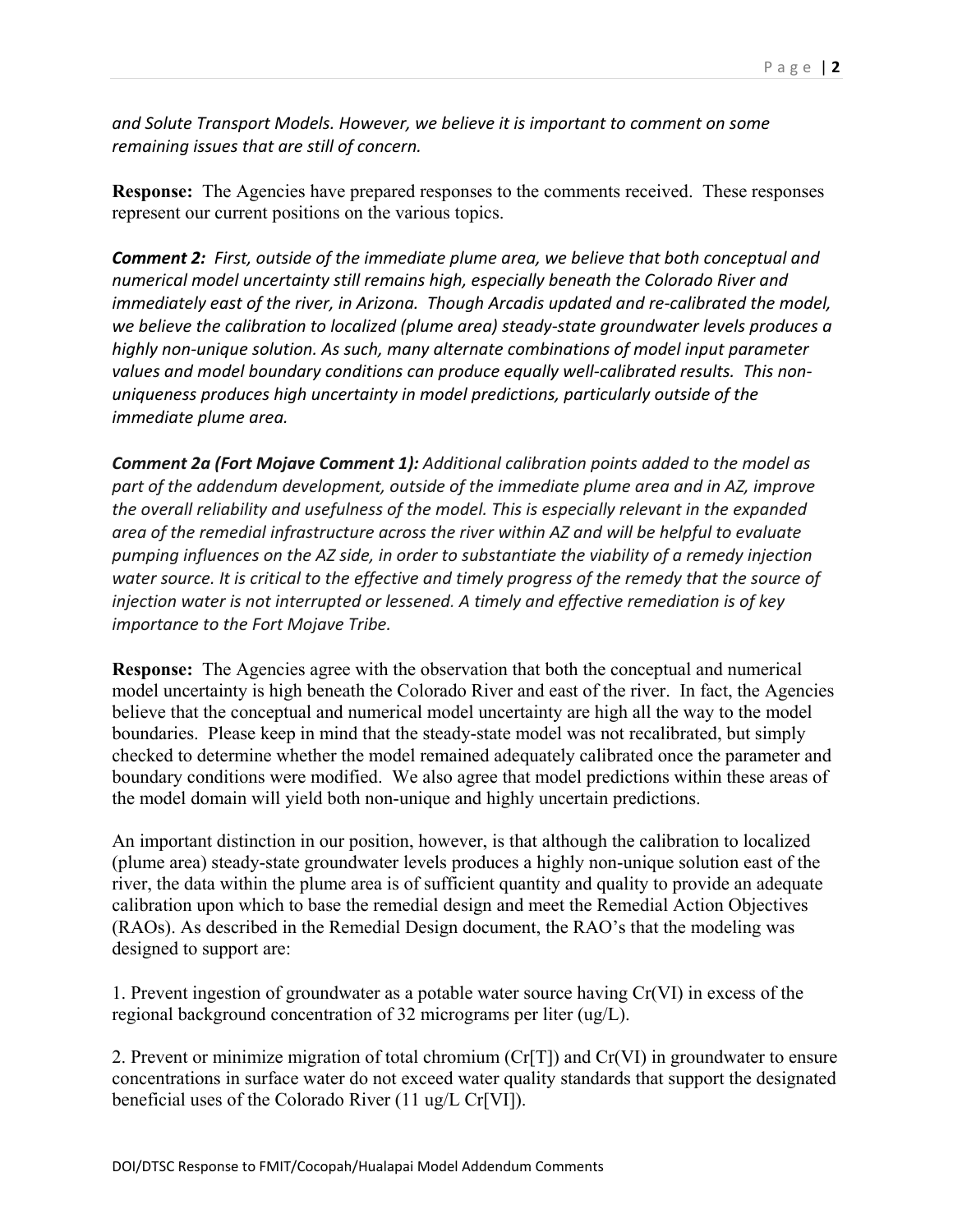*and Solute Transport Models. However, we believe it is important to comment on some remaining issues that are still of concern.*

**Response:** The Agencies have prepared responses to the comments received. These responses represent our current positions on the various topics.

***Comment 2:*** *First, outside of the immediate plume area, we believe that both conceptual and numerical model uncertainty still remains high, especially beneath the Colorado River and immediately east of the river, in Arizona. Though Arcadis updated and re-calibrated the model, we believe the calibration to localized (plume area) steady-state groundwater levels produces a highly non-unique solution. As such, many alternate combinations of model input parameter values and model boundary conditions can produce equally well-calibrated results. This non-uniqueness produces high uncertainty in model predictions, particularly outside of the immediate plume area.*

***Comment 2a (Fort Mojave Comment 1):*** *Additional calibration points added to the model as part of the addendum development, outside of the immediate plume area and in AZ, improve the overall reliability and usefulness of the model. This is especially relevant in the expanded area of the remedial infrastructure across the river within AZ and will be helpful to evaluate pumping influences on the AZ side, in order to substantiate the viability of a remedy injection water source. It is critical to the effective and timely progress of the remedy that the source of injection water is not interrupted or lessened. A timely and effective remediation is of key importance to the Fort Mojave Tribe.*

**Response:** The Agencies agree with the observation that both the conceptual and numerical model uncertainty is high beneath the Colorado River and east of the river. In fact, the Agencies believe that the conceptual and numerical model uncertainty are high all the way to the model boundaries. Please keep in mind that the steady-state model was not recalibrated, but simply checked to determine whether the model remained adequately calibrated once the parameter and boundary conditions were modified. We also agree that model predictions within these areas of the model domain will yield both non-unique and highly uncertain predictions.

An important distinction in our position, however, is that although the calibration to localized (plume area) steady-state groundwater levels produces a highly non-unique solution east of the river, the data within the plume area is of sufficient quantity and quality to provide an adequate calibration upon which to base the remedial design and meet the Remedial Action Objectives (RAOs). As described in the Remedial Design document, the RAO's that the modeling was designed to support are:

1. Prevent ingestion of groundwater as a potable water source having Cr(VI) in excess of the regional background concentration of 32 micrograms per liter (ug/L).

2. Prevent or minimize migration of total chromium (Cr[T]) and Cr(VI) in groundwater to ensure concentrations in surface water do not exceed water quality standards that support the designated beneficial uses of the Colorado River (11 ug/L Cr[VI]).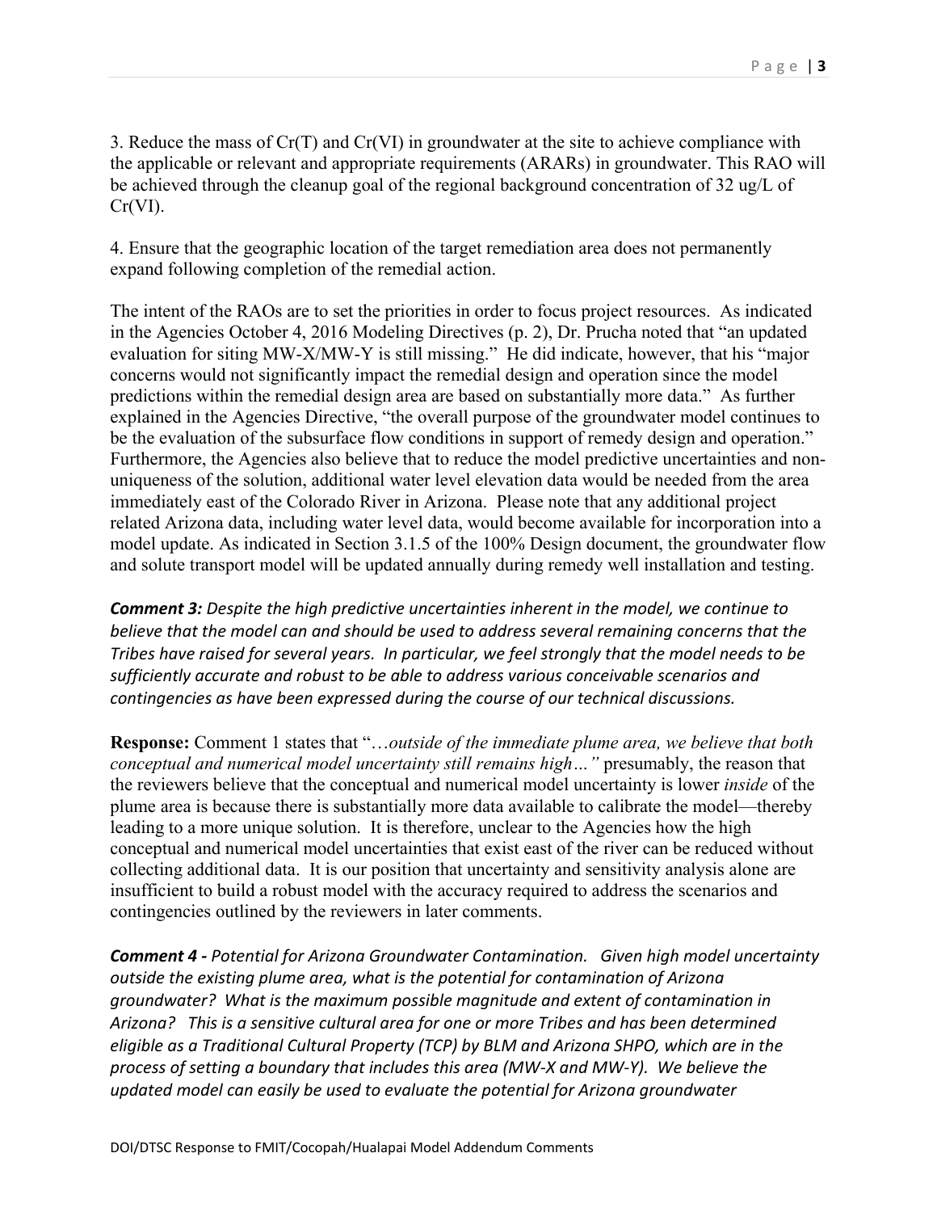3. Reduce the mass of Cr(T) and Cr(VI) in groundwater at the site to achieve compliance with the applicable or relevant and appropriate requirements (ARARs) in groundwater. This RAO will be achieved through the cleanup goal of the regional background concentration of 32 ug/L of Cr(VI).

4. Ensure that the geographic location of the target remediation area does not permanently expand following completion of the remedial action.

The intent of the RAOs are to set the priorities in order to focus project resources. As indicated in the Agencies October 4, 2016 Modeling Directives (p. 2), Dr. Prucha noted that "an updated evaluation for siting MW-X/MW-Y is still missing." He did indicate, however, that his "major concerns would not significantly impact the remedial design and operation since the model predictions within the remedial design area are based on substantially more data." As further explained in the Agencies Directive, "the overall purpose of the groundwater model continues to be the evaluation of the subsurface flow conditions in support of remedy design and operation." Furthermore, the Agencies also believe that to reduce the model predictive uncertainties and non-uniqueness of the solution, additional water level elevation data would be needed from the area immediately east of the Colorado River in Arizona. Please note that any additional project related Arizona data, including water level data, would become available for incorporation into a model update. As indicated in Section 3.1.5 of the 100% Design document, the groundwater flow and solute transport model will be updated annually during remedy well installation and testing.

***Comment 3:*** *Despite the high predictive uncertainties inherent in the model, we continue to believe that the model can and should be used to address several remaining concerns that the Tribes have raised for several years. In particular, we feel strongly that the model needs to be sufficiently accurate and robust to be able to address various conceivable scenarios and contingencies as have been expressed during the course of our technical discussions.*

**Response:** Comment 1 states that "…*outside of the immediate plume area, we believe that both conceptual and numerical model uncertainty still remains high…"* presumably, the reason that the reviewers believe that the conceptual and numerical model uncertainty is lower *inside* of the plume area is because there is substantially more data available to calibrate the model—thereby leading to a more unique solution. It is therefore, unclear to the Agencies how the high conceptual and numerical model uncertainties that exist east of the river can be reduced without collecting additional data. It is our position that uncertainty and sensitivity analysis alone are insufficient to build a robust model with the accuracy required to address the scenarios and contingencies outlined by the reviewers in later comments.

***Comment 4 -*** *Potential for Arizona Groundwater Contamination. Given high model uncertainty outside the existing plume area, what is the potential for contamination of Arizona groundwater? What is the maximum possible magnitude and extent of contamination in Arizona? This is a sensitive cultural area for one or more Tribes and has been determined eligible as a Traditional Cultural Property (TCP) by BLM and Arizona SHPO, which are in the process of setting a boundary that includes this area (MW-X and MW-Y). We believe the updated model can easily be used to evaluate the potential for Arizona groundwater*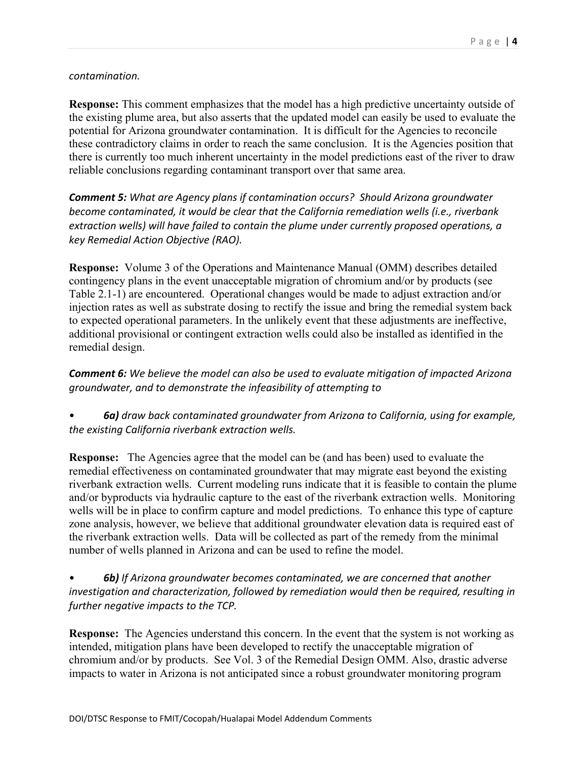*contamination.*

**Response:** This comment emphasizes that the model has a high predictive uncertainty outside of the existing plume area, but also asserts that the updated model can easily be used to evaluate the potential for Arizona groundwater contamination. It is difficult for the Agencies to reconcile these contradictory claims in order to reach the same conclusion. It is the Agencies position that there is currently too much inherent uncertainty in the model predictions east of the river to draw reliable conclusions regarding contaminant transport over that same area.

***Comment 5:*** *What are Agency plans if contamination occurs? Should Arizona groundwater become contaminated, it would be clear that the California remediation wells (i.e., riverbank extraction wells) will have failed to contain the plume under currently proposed operations, a key Remedial Action Objective (RAO).*

**Response:** Volume 3 of the Operations and Maintenance Manual (OMM) describes detailed contingency plans in the event unacceptable migration of chromium and/or by products (see Table 2.1-1) are encountered. Operational changes would be made to adjust extraction and/or injection rates as well as substrate dosing to rectify the issue and bring the remedial system back to expected operational parameters. In the unlikely event that these adjustments are ineffective, additional provisional or contingent extraction wells could also be installed as identified in the remedial design.

***Comment 6:*** *We believe the model can also be used to evaluate mitigation of impacted Arizona groundwater, and to demonstrate the infeasibility of attempting to*

- ***6a)*** *draw back contaminated groundwater from Arizona to California, using for example, the existing California riverbank extraction wells.*

**Response:** The Agencies agree that the model can be (and has been) used to evaluate the remedial effectiveness on contaminated groundwater that may migrate east beyond the existing riverbank extraction wells. Current modeling runs indicate that it is feasible to contain the plume and/or byproducts via hydraulic capture to the east of the riverbank extraction wells. Monitoring wells will be in place to confirm capture and model predictions. To enhance this type of capture zone analysis, however, we believe that additional groundwater elevation data is required east of the riverbank extraction wells. Data will be collected as part of the remedy from the minimal number of wells planned in Arizona and can be used to refine the model.

- ***6b)*** *If Arizona groundwater becomes contaminated, we are concerned that another investigation and characterization, followed by remediation would then be required, resulting in further negative impacts to the TCP.*

**Response:** The Agencies understand this concern. In the event that the system is not working as intended, mitigation plans have been developed to rectify the unacceptable migration of chromium and/or by products. See Vol. 3 of the Remedial Design OMM. Also, drastic adverse impacts to water in Arizona is not anticipated since a robust groundwater monitoring program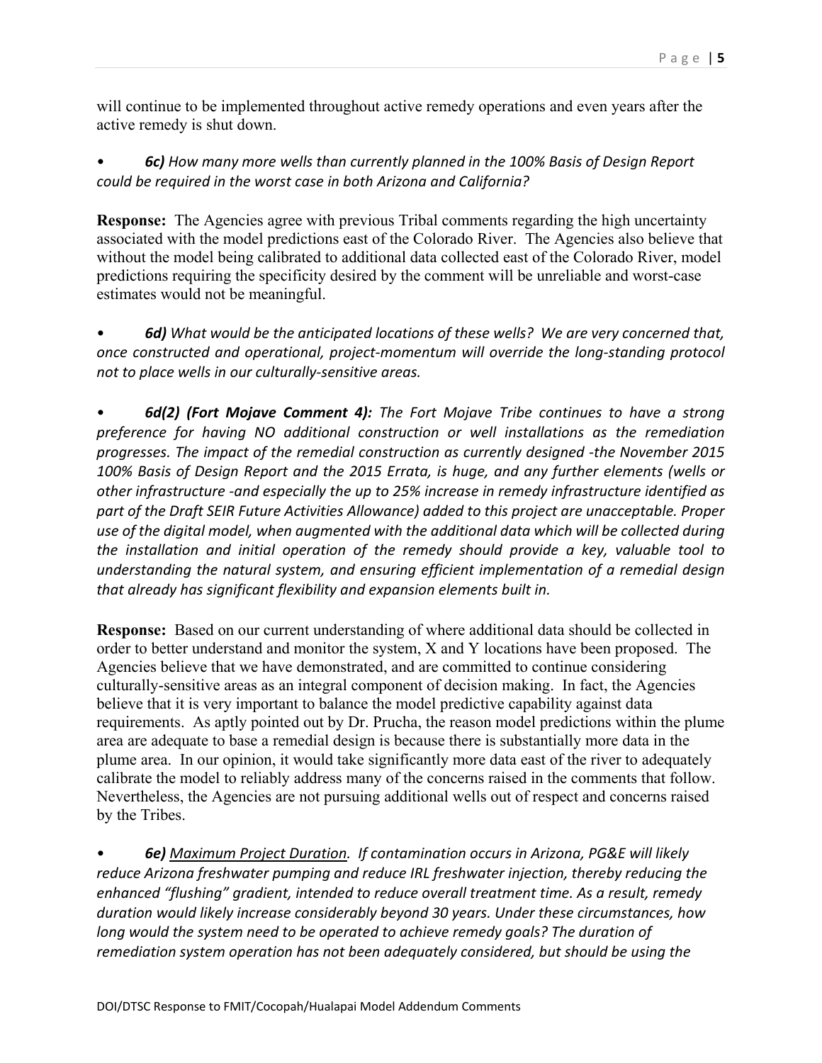will continue to be implemented throughout active remedy operations and even years after the active remedy is shut down.

• ***6c)*** *How many more wells than currently planned in the 100% Basis of Design Report could be required in the worst case in both Arizona and California?*

**Response:** The Agencies agree with previous Tribal comments regarding the high uncertainty associated with the model predictions east of the Colorado River. The Agencies also believe that without the model being calibrated to additional data collected east of the Colorado River, model predictions requiring the specificity desired by the comment will be unreliable and worst-case estimates would not be meaningful.

• ***6d)*** *What would be the anticipated locations of these wells? We are very concerned that, once constructed and operational, project-momentum will override the long-standing protocol not to place wells in our culturally-sensitive areas.*

• ***6d(2) (Fort Mojave Comment 4):*** *The Fort Mojave Tribe continues to have a strong preference for having NO additional construction or well installations as the remediation progresses. The impact of the remedial construction as currently designed -the November 2015 100% Basis of Design Report and the 2015 Errata, is huge, and any further elements (wells or other infrastructure -and especially the up to 25% increase in remedy infrastructure identified as part of the Draft SEIR Future Activities Allowance) added to this project are unacceptable. Proper use of the digital model, when augmented with the additional data which will be collected during the installation and initial operation of the remedy should provide a key, valuable tool to understanding the natural system, and ensuring efficient implementation of a remedial design that already has significant flexibility and expansion elements built in.*

**Response:** Based on our current understanding of where additional data should be collected in order to better understand and monitor the system, X and Y locations have been proposed. The Agencies believe that we have demonstrated, and are committed to continue considering culturally-sensitive areas as an integral component of decision making. In fact, the Agencies believe that it is very important to balance the model predictive capability against data requirements. As aptly pointed out by Dr. Prucha, the reason model predictions within the plume area are adequate to base a remedial design is because there is substantially more data in the plume area. In our opinion, it would take significantly more data east of the river to adequately calibrate the model to reliably address many of the concerns raised in the comments that follow. Nevertheless, the Agencies are not pursuing additional wells out of respect and concerns raised by the Tribes.

• ***6e)*** *<u>Maximum Project Duration</u>. If contamination occurs in Arizona, PG&E will likely reduce Arizona freshwater pumping and reduce IRL freshwater injection, thereby reducing the enhanced "flushing" gradient, intended to reduce overall treatment time. As a result, remedy duration would likely increase considerably beyond 30 years. Under these circumstances, how long would the system need to be operated to achieve remedy goals? The duration of remediation system operation has not been adequately considered, but should be using the*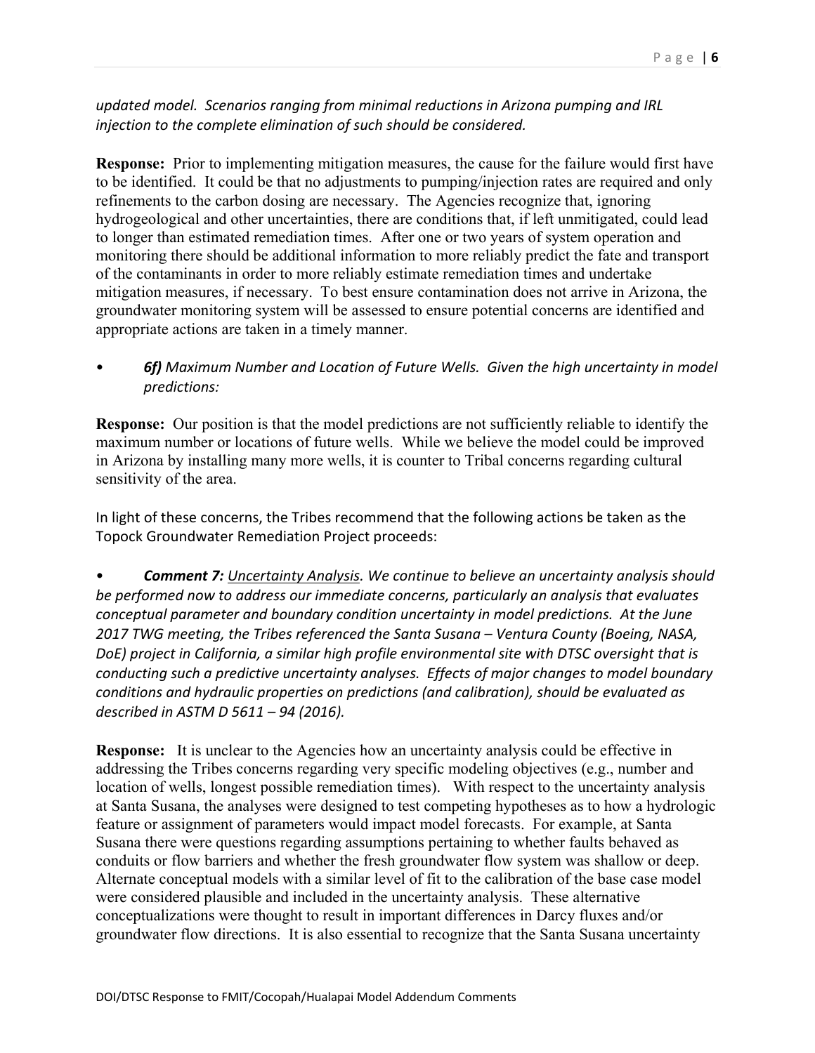*updated model. Scenarios ranging from minimal reductions in Arizona pumping and IRL injection to the complete elimination of such should be considered.*

**Response:** Prior to implementing mitigation measures, the cause for the failure would first have to be identified. It could be that no adjustments to pumping/injection rates are required and only refinements to the carbon dosing are necessary. The Agencies recognize that, ignoring hydrogeological and other uncertainties, there are conditions that, if left unmitigated, could lead to longer than estimated remediation times. After one or two years of system operation and monitoring there should be additional information to more reliably predict the fate and transport of the contaminants in order to more reliably estimate remediation times and undertake mitigation measures, if necessary. To best ensure contamination does not arrive in Arizona, the groundwater monitoring system will be assessed to ensure potential concerns are identified and appropriate actions are taken in a timely manner.

- ***6f)*** *Maximum Number and Location of Future Wells. Given the high uncertainty in model predictions:*

**Response:** Our position is that the model predictions are not sufficiently reliable to identify the maximum number or locations of future wells. While we believe the model could be improved in Arizona by installing many more wells, it is counter to Tribal concerns regarding cultural sensitivity of the area.

In light of these concerns, the Tribes recommend that the following actions be taken as the Topock Groundwater Remediation Project proceeds:

- ***Comment 7:*** *Uncertainty Analysis. We continue to believe an uncertainty analysis should be performed now to address our immediate concerns, particularly an analysis that evaluates conceptual parameter and boundary condition uncertainty in model predictions. At the June 2017 TWG meeting, the Tribes referenced the Santa Susana – Ventura County (Boeing, NASA, DoE) project in California, a similar high profile environmental site with DTSC oversight that is conducting such a predictive uncertainty analyses. Effects of major changes to model boundary conditions and hydraulic properties on predictions (and calibration), should be evaluated as described in ASTM D 5611 – 94 (2016).*

**Response:** It is unclear to the Agencies how an uncertainty analysis could be effective in addressing the Tribes concerns regarding very specific modeling objectives (e.g., number and location of wells, longest possible remediation times). With respect to the uncertainty analysis at Santa Susana, the analyses were designed to test competing hypotheses as to how a hydrologic feature or assignment of parameters would impact model forecasts. For example, at Santa Susana there were questions regarding assumptions pertaining to whether faults behaved as conduits or flow barriers and whether the fresh groundwater flow system was shallow or deep. Alternate conceptual models with a similar level of fit to the calibration of the base case model were considered plausible and included in the uncertainty analysis. These alternative conceptualizations were thought to result in important differences in Darcy fluxes and/or groundwater flow directions. It is also essential to recognize that the Santa Susana uncertainty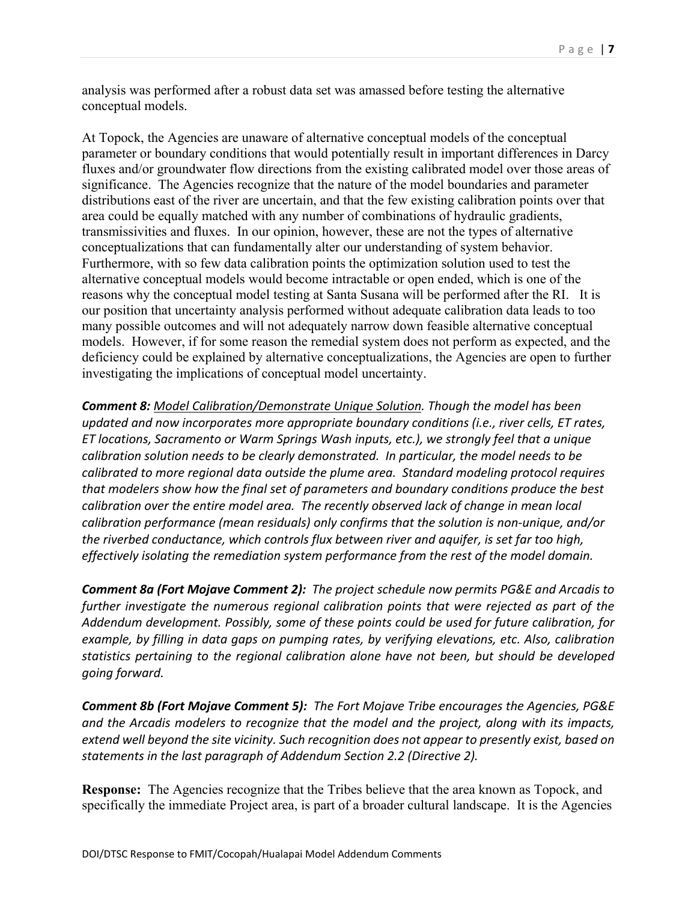analysis was performed after a robust data set was amassed before testing the alternative conceptual models.

At Topock, the Agencies are unaware of alternative conceptual models of the conceptual parameter or boundary conditions that would potentially result in important differences in Darcy fluxes and/or groundwater flow directions from the existing calibrated model over those areas of significance. The Agencies recognize that the nature of the model boundaries and parameter distributions east of the river are uncertain, and that the few existing calibration points over that area could be equally matched with any number of combinations of hydraulic gradients, transmissivities and fluxes. In our opinion, however, these are not the types of alternative conceptualizations that can fundamentally alter our understanding of system behavior. Furthermore, with so few data calibration points the optimization solution used to test the alternative conceptual models would become intractable or open ended, which is one of the reasons why the conceptual model testing at Santa Susana will be performed after the RI. It is our position that uncertainty analysis performed without adequate calibration data leads to too many possible outcomes and will not adequately narrow down feasible alternative conceptual models. However, if for some reason the remedial system does not perform as expected, and the deficiency could be explained by alternative conceptualizations, the Agencies are open to further investigating the implications of conceptual model uncertainty.

***Comment 8:*** *Model Calibration/Demonstrate Unique Solution. Though the model has been updated and now incorporates more appropriate boundary conditions (i.e., river cells, ET rates, ET locations, Sacramento or Warm Springs Wash inputs, etc.), we strongly feel that a unique calibration solution needs to be clearly demonstrated. In particular, the model needs to be calibrated to more regional data outside the plume area. Standard modeling protocol requires that modelers show how the final set of parameters and boundary conditions produce the best calibration over the entire model area. The recently observed lack of change in mean local calibration performance (mean residuals) only confirms that the solution is non-unique, and/or the riverbed conductance, which controls flux between river and aquifer, is set far too high, effectively isolating the remediation system performance from the rest of the model domain.*

***Comment 8a (Fort Mojave Comment 2):*** *The project schedule now permits PG&E and Arcadis to further investigate the numerous regional calibration points that were rejected as part of the Addendum development. Possibly, some of these points could be used for future calibration, for example, by filling in data gaps on pumping rates, by verifying elevations, etc. Also, calibration statistics pertaining to the regional calibration alone have not been, but should be developed going forward.*

***Comment 8b (Fort Mojave Comment 5):*** *The Fort Mojave Tribe encourages the Agencies, PG&E and the Arcadis modelers to recognize that the model and the project, along with its impacts, extend well beyond the site vicinity. Such recognition does not appear to presently exist, based on statements in the last paragraph of Addendum Section 2.2 (Directive 2).*

**Response:** The Agencies recognize that the Tribes believe that the area known as Topock, and specifically the immediate Project area, is part of a broader cultural landscape. It is the Agencies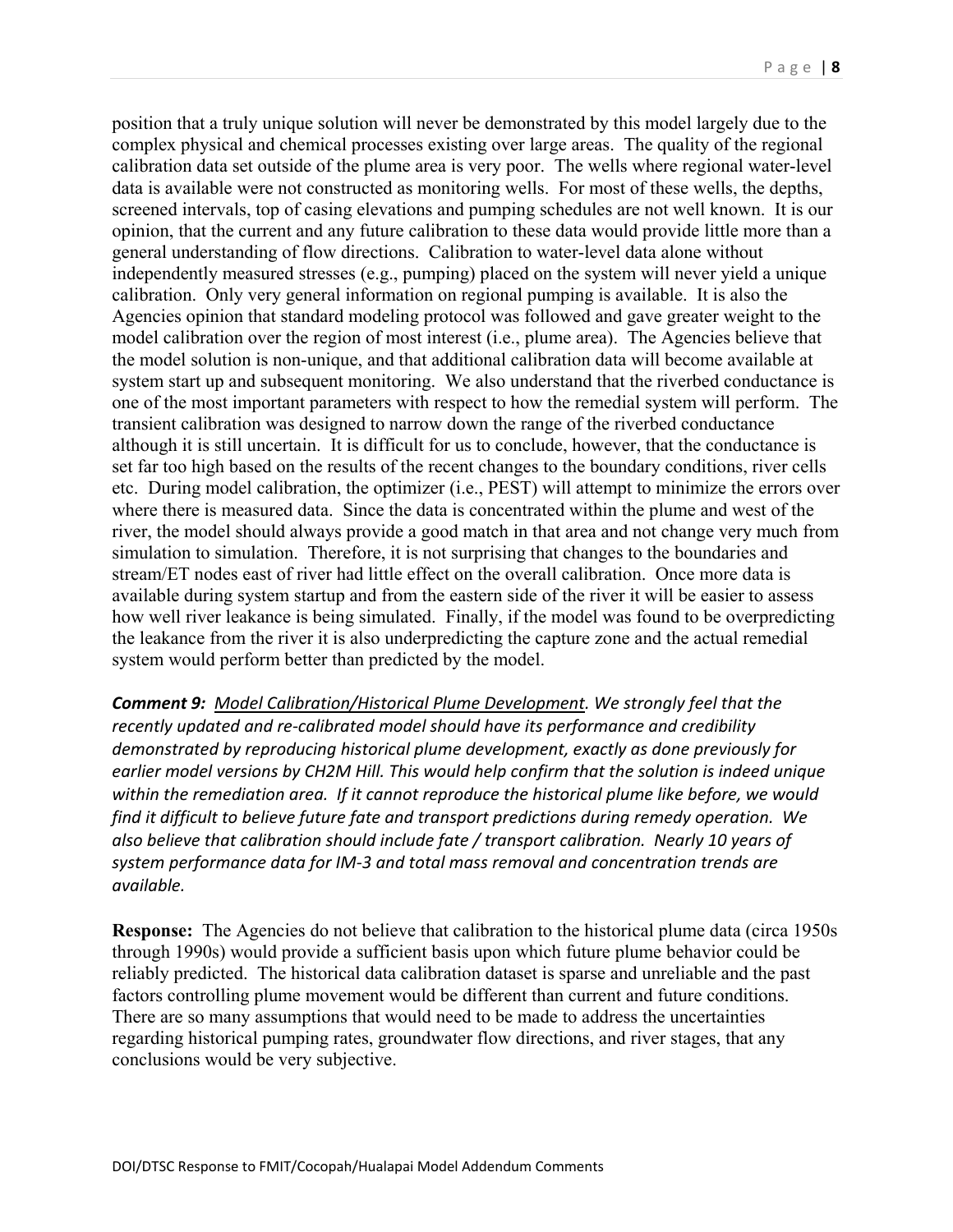position that a truly unique solution will never be demonstrated by this model largely due to the complex physical and chemical processes existing over large areas. The quality of the regional calibration data set outside of the plume area is very poor. The wells where regional water-level data is available were not constructed as monitoring wells. For most of these wells, the depths, screened intervals, top of casing elevations and pumping schedules are not well known. It is our opinion, that the current and any future calibration to these data would provide little more than a general understanding of flow directions. Calibration to water-level data alone without independently measured stresses (e.g., pumping) placed on the system will never yield a unique calibration. Only very general information on regional pumping is available. It is also the Agencies opinion that standard modeling protocol was followed and gave greater weight to the model calibration over the region of most interest (i.e., plume area). The Agencies believe that the model solution is non-unique, and that additional calibration data will become available at system start up and subsequent monitoring. We also understand that the riverbed conductance is one of the most important parameters with respect to how the remedial system will perform. The transient calibration was designed to narrow down the range of the riverbed conductance although it is still uncertain. It is difficult for us to conclude, however, that the conductance is set far too high based on the results of the recent changes to the boundary conditions, river cells etc. During model calibration, the optimizer (i.e., PEST) will attempt to minimize the errors over where there is measured data. Since the data is concentrated within the plume and west of the river, the model should always provide a good match in that area and not change very much from simulation to simulation. Therefore, it is not surprising that changes to the boundaries and stream/ET nodes east of river had little effect on the overall calibration. Once more data is available during system startup and from the eastern side of the river it will be easier to assess how well river leakance is being simulated. Finally, if the model was found to be overpredicting the leakance from the river it is also underpredicting the capture zone and the actual remedial system would perform better than predicted by the model.

***Comment 9:*** *<u>Model Calibration/Historical Plume Development</u>. We strongly feel that the recently updated and re-calibrated model should have its performance and credibility demonstrated by reproducing historical plume development, exactly as done previously for earlier model versions by CH2M Hill. This would help confirm that the solution is indeed unique within the remediation area. If it cannot reproduce the historical plume like before, we would find it difficult to believe future fate and transport predictions during remedy operation. We also believe that calibration should include fate / transport calibration. Nearly 10 years of system performance data for IM-3 and total mass removal and concentration trends are available.*

**Response:** The Agencies do not believe that calibration to the historical plume data (circa 1950s through 1990s) would provide a sufficient basis upon which future plume behavior could be reliably predicted. The historical data calibration dataset is sparse and unreliable and the past factors controlling plume movement would be different than current and future conditions. There are so many assumptions that would need to be made to address the uncertainties regarding historical pumping rates, groundwater flow directions, and river stages, that any conclusions would be very subjective.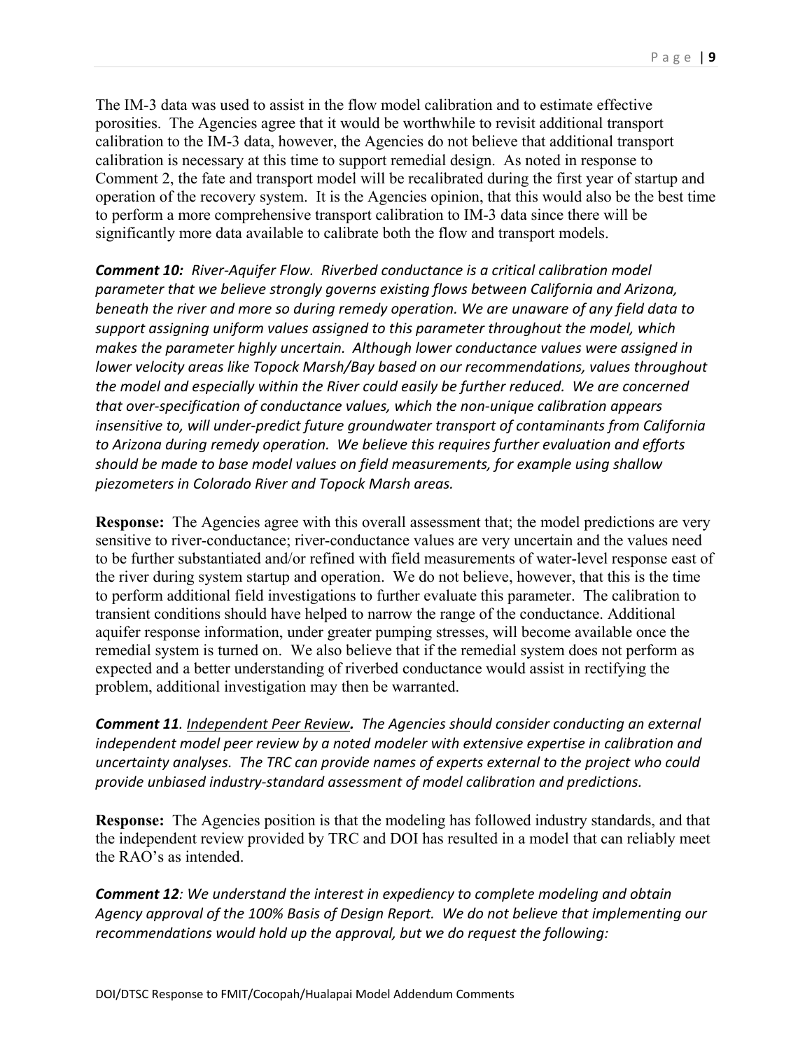The IM-3 data was used to assist in the flow model calibration and to estimate effective porosities. The Agencies agree that it would be worthwhile to revisit additional transport calibration to the IM-3 data, however, the Agencies do not believe that additional transport calibration is necessary at this time to support remedial design. As noted in response to Comment 2, the fate and transport model will be recalibrated during the first year of startup and operation of the recovery system. It is the Agencies opinion, that this would also be the best time to perform a more comprehensive transport calibration to IM-3 data since there will be significantly more data available to calibrate both the flow and transport models.

***Comment 10:*** *River-Aquifer Flow. Riverbed conductance is a critical calibration model parameter that we believe strongly governs existing flows between California and Arizona, beneath the river and more so during remedy operation. We are unaware of any field data to support assigning uniform values assigned to this parameter throughout the model, which makes the parameter highly uncertain. Although lower conductance values were assigned in lower velocity areas like Topock Marsh/Bay based on our recommendations, values throughout the model and especially within the River could easily be further reduced. We are concerned that over-specification of conductance values, which the non-unique calibration appears insensitive to, will under-predict future groundwater transport of contaminants from California to Arizona during remedy operation. We believe this requires further evaluation and efforts should be made to base model values on field measurements, for example using shallow piezometers in Colorado River and Topock Marsh areas.*

**Response:** The Agencies agree with this overall assessment that; the model predictions are very sensitive to river-conductance; river-conductance values are very uncertain and the values need to be further substantiated and/or refined with field measurements of water-level response east of the river during system startup and operation. We do not believe, however, that this is the time to perform additional field investigations to further evaluate this parameter. The calibration to transient conditions should have helped to narrow the range of the conductance. Additional aquifer response information, under greater pumping stresses, will become available once the remedial system is turned on. We also believe that if the remedial system does not perform as expected and a better understanding of riverbed conductance would assist in rectifying the problem, additional investigation may then be warranted.

***Comment 11****. Independent Peer Review**.** The Agencies should consider conducting an external independent model peer review by a noted modeler with extensive expertise in calibration and uncertainty analyses. The TRC can provide names of experts external to the project who could provide unbiased industry-standard assessment of model calibration and predictions.*

**Response:** The Agencies position is that the modeling has followed industry standards, and that the independent review provided by TRC and DOI has resulted in a model that can reliably meet the RAO's as intended.

***Comment 12****: We understand the interest in expediency to complete modeling and obtain Agency approval of the 100% Basis of Design Report. We do not believe that implementing our recommendations would hold up the approval, but we do request the following:*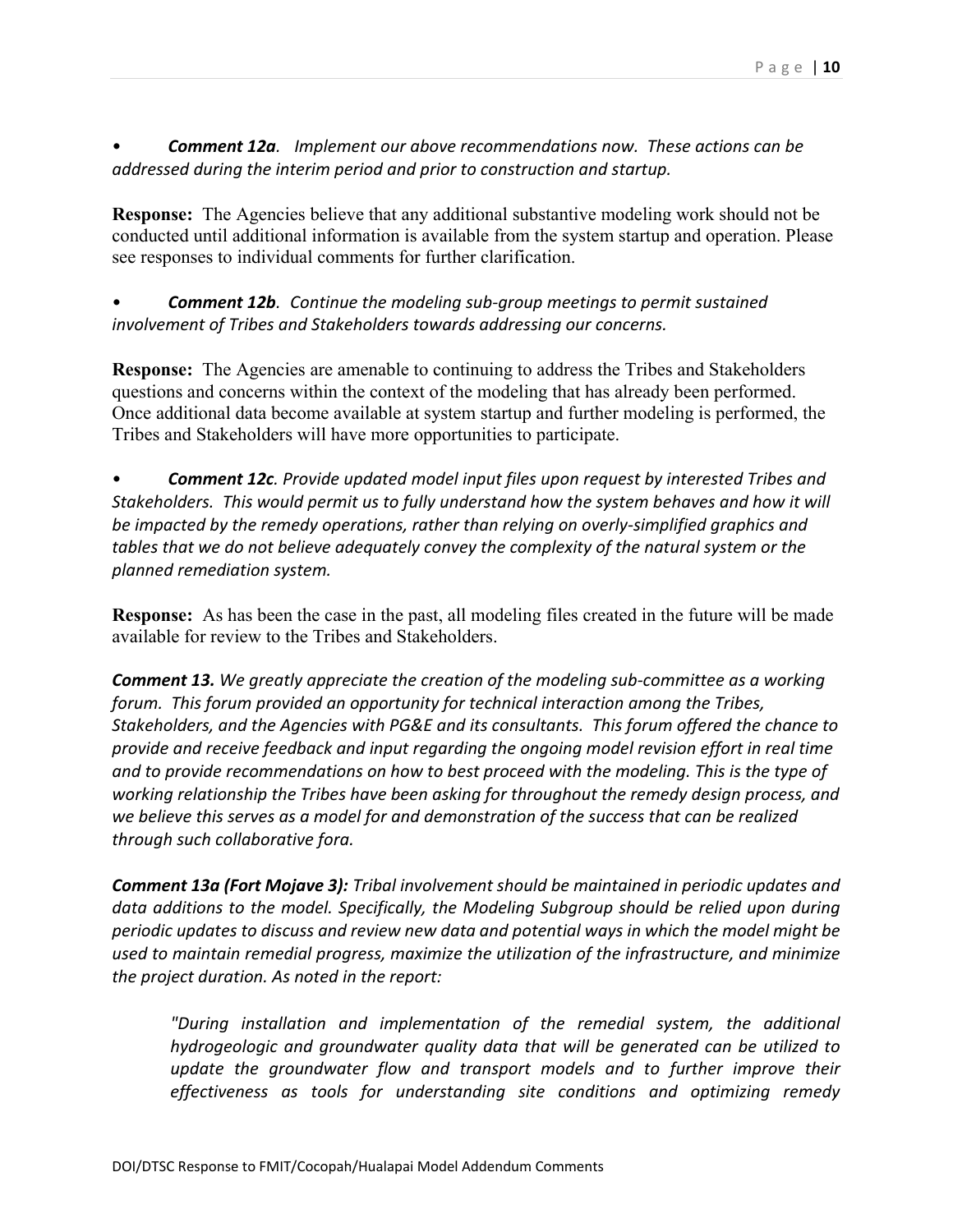- ***Comment 12a**. Implement our above recommendations now. These actions can be addressed during the interim period and prior to construction and startup.*

**Response:** The Agencies believe that any additional substantive modeling work should not be conducted until additional information is available from the system startup and operation. Please see responses to individual comments for further clarification.

- ***Comment 12b**. Continue the modeling sub-group meetings to permit sustained involvement of Tribes and Stakeholders towards addressing our concerns.*

**Response:** The Agencies are amenable to continuing to address the Tribes and Stakeholders questions and concerns within the context of the modeling that has already been performed. Once additional data become available at system startup and further modeling is performed, the Tribes and Stakeholders will have more opportunities to participate.

- ***Comment 12c**. Provide updated model input files upon request by interested Tribes and Stakeholders. This would permit us to fully understand how the system behaves and how it will be impacted by the remedy operations, rather than relying on overly-simplified graphics and tables that we do not believe adequately convey the complexity of the natural system or the planned remediation system.*

**Response:** As has been the case in the past, all modeling files created in the future will be made available for review to the Tribes and Stakeholders.

***Comment 13.** We greatly appreciate the creation of the modeling sub-committee as a working forum. This forum provided an opportunity for technical interaction among the Tribes, Stakeholders, and the Agencies with PG&E and its consultants. This forum offered the chance to provide and receive feedback and input regarding the ongoing model revision effort in real time and to provide recommendations on how to best proceed with the modeling. This is the type of working relationship the Tribes have been asking for throughout the remedy design process, and we believe this serves as a model for and demonstration of the success that can be realized through such collaborative fora.*

***Comment 13a (Fort Mojave 3):** Tribal involvement should be maintained in periodic updates and data additions to the model. Specifically, the Modeling Subgroup should be relied upon during periodic updates to discuss and review new data and potential ways in which the model might be used to maintain remedial progress, maximize the utilization of the infrastructure, and minimize the project duration. As noted in the report:*

> *"During installation and implementation of the remedial system, the additional hydrogeologic and groundwater quality data that will be generated can be utilized to update the groundwater flow and transport models and to further improve their effectiveness as tools for understanding site conditions and optimizing remedy*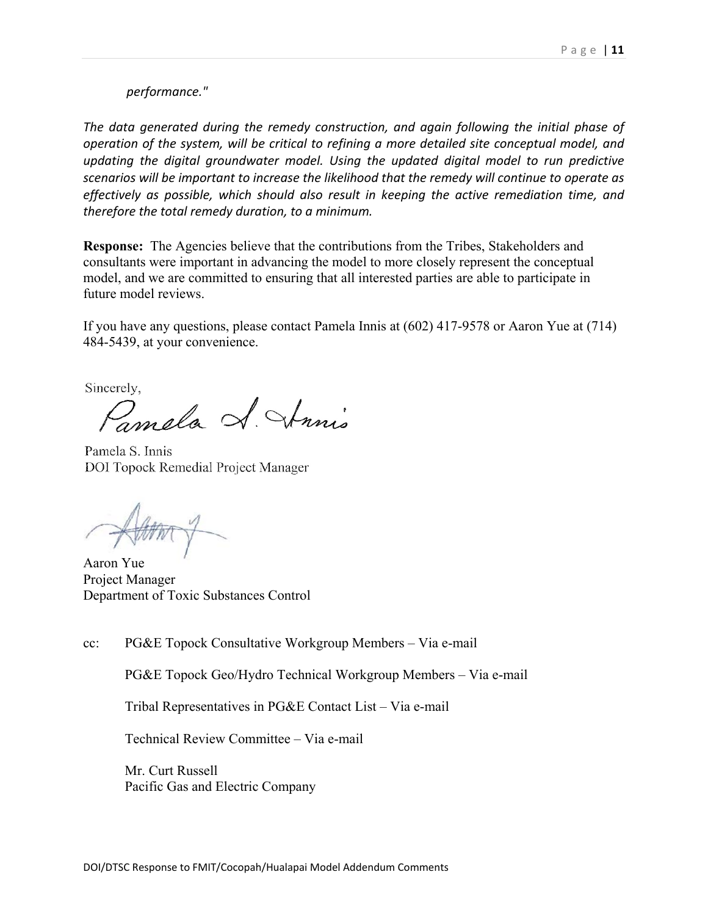*performance."*

*The data generated during the remedy construction, and again following the initial phase of operation of the system, will be critical to refining a more detailed site conceptual model, and updating the digital groundwater model. Using the updated digital model to run predictive scenarios will be important to increase the likelihood that the remedy will continue to operate as effectively as possible, which should also result in keeping the active remediation time, and therefore the total remedy duration, to a minimum.*

**Response:** The Agencies believe that the contributions from the Tribes, Stakeholders and consultants were important in advancing the model to more closely represent the conceptual model, and we are committed to ensuring that all interested parties are able to participate in future model reviews.

If you have any questions, please contact Pamela Innis at (602) 417-9578 or Aaron Yue at (714) 484-5439, at your convenience.

Sincerely,

Pamela S. Innis
DOI Topock Remedial Project Manager

Aaron Yue
Project Manager
Department of Toxic Substances Control

cc: PG&E Topock Consultative Workgroup Members – Via e-mail

PG&E Topock Geo/Hydro Technical Workgroup Members – Via e-mail

Tribal Representatives in PG&E Contact List – Via e-mail

Technical Review Committee – Via e-mail

Mr. Curt Russell
Pacific Gas and Electric Company